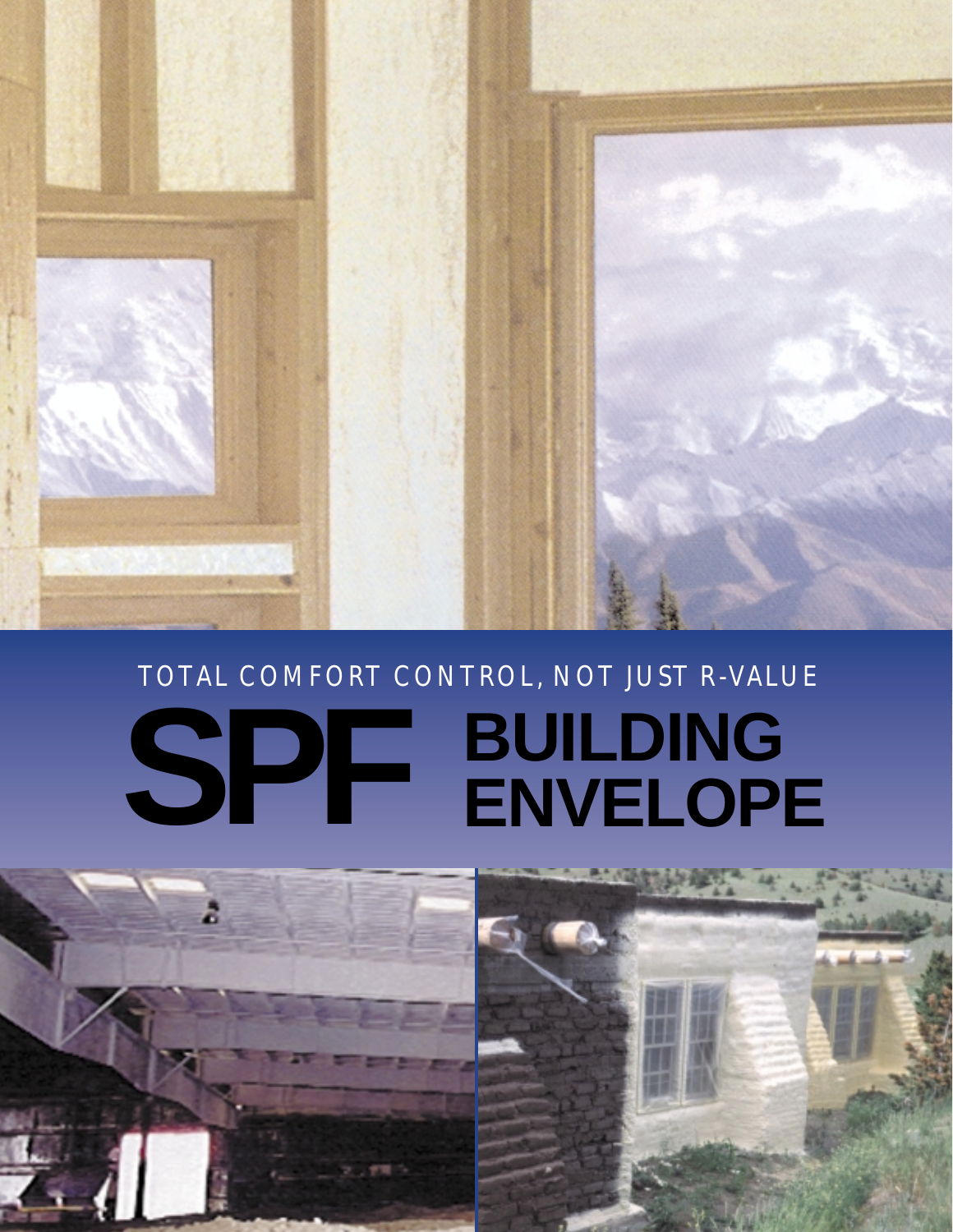TOTAL COMFORT CONTROL, NOT JUST R-VALUE

# SPF BUILDING ENVELOPE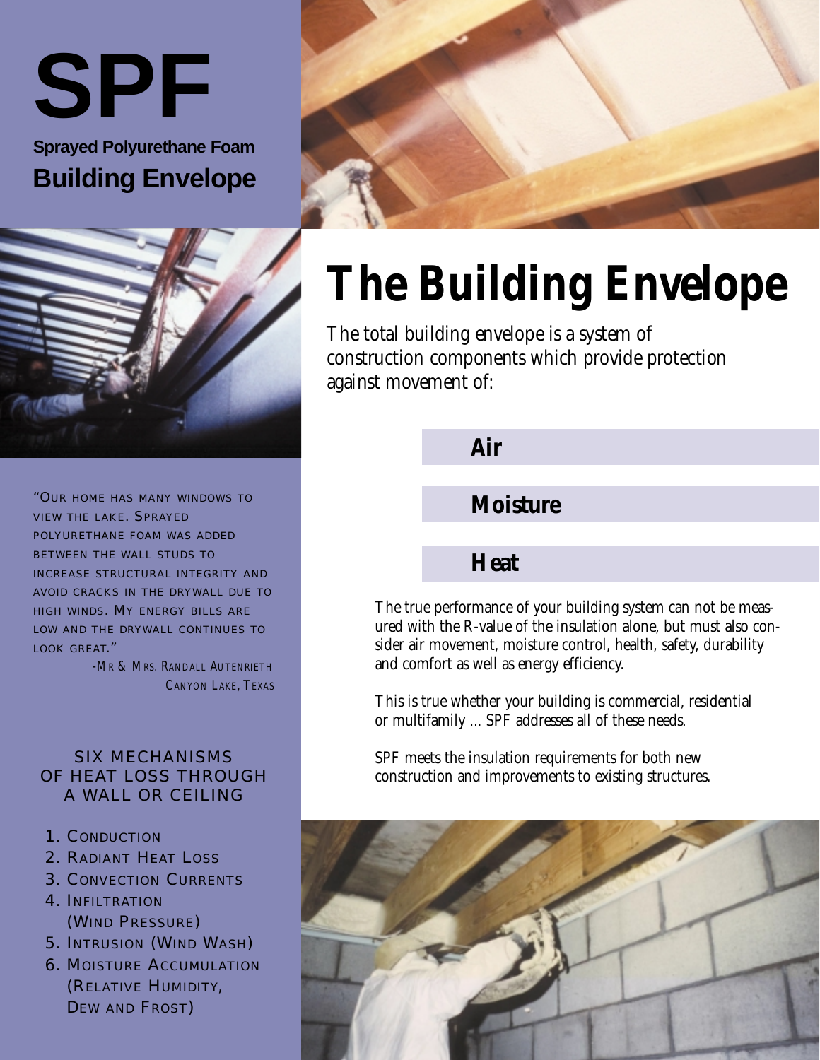# SPF

**Sprayed Polyurethane Foam**

## Building Envelope

"Our home has many windows to view the lake. Sprayed polyurethane foam was added between the wall studs to increase structural integrity and avoid cracks in the drywall due to high winds. My energy bills are low and the drywall continues to look great."

-Mr & Mrs. Randall Autenrieth
Canyon Lake, Texas

### Six Mechanisms of Heat Loss Through a Wall or Ceiling

1. Conduction
2. Radiant Heat Loss
3. Convection Currents
4. Infiltration (Wind Pressure)
5. Intrusion (Wind Wash)
6. Moisture Accumulation (Relative Humidity, Dew and Frost)

# The Building Envelope

The total building envelope is a system of construction components which provide protection against movement of:

**Air**

**Moisture**

**Heat**

The true performance of your building system can not be measured with the R-value of the insulation alone, but must also consider air movement, moisture control, health, safety, durability and comfort as well as energy efficiency.

This is true whether your building is commercial, residential or multifamily ... SPF addresses all of these needs.

SPF meets the insulation requirements for both new construction and improvements to existing structures.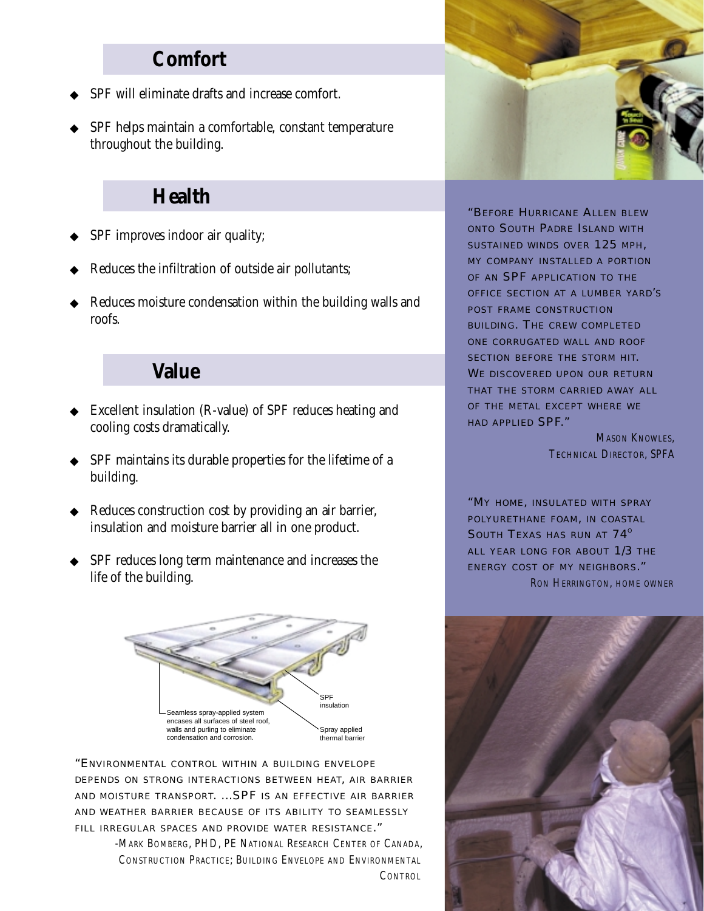## Comfort

- SPF will eliminate drafts and increase comfort.
- SPF helps maintain a comfortable, constant temperature throughout the building.

## Health

- SPF improves indoor air quality;
- Reduces the infiltration of outside air pollutants;
- Reduces moisture condensation within the building walls and roofs.

## Value

- Excellent insulation (R-value) of SPF reduces heating and cooling costs dramatically.
- SPF maintains its durable properties for the lifetime of a building.
- Reduces construction cost by providing an air barrier, insulation and moisture barrier all in one product.
- SPF reduces long term maintenance and increases the life of the building.

Seamless spray-applied system encases all surfaces of steel roof, walls and purling to eliminate condensation and corrosion.

SPF insulation

Spray applied thermal barrier

"ENVIRONMENTAL CONTROL WITHIN A BUILDING ENVELOPE DEPENDS ON STRONG INTERACTIONS BETWEEN HEAT, AIR BARRIER AND MOISTURE TRANSPORT. ...SPF IS AN EFFECTIVE AIR BARRIER AND WEATHER BARRIER BECAUSE OF ITS ABILITY TO SEAMLESSLY FILL IRREGULAR SPACES AND PROVIDE WATER RESISTANCE."

-MARK BOMBERG, PHD, PE NATIONAL RESEARCH CENTER OF CANADA, CONSTRUCTION PRACTICE; BUILDING ENVELOPE AND ENVIRONMENTAL CONTROL

"BEFORE HURRICANE ALLEN BLEW ONTO SOUTH PADRE ISLAND WITH SUSTAINED WINDS OVER 125 MPH, MY COMPANY INSTALLED A PORTION OF AN SPF APPLICATION TO THE OFFICE SECTION AT A LUMBER YARD'S POST FRAME CONSTRUCTION BUILDING. THE CREW COMPLETED ONE CORRUGATED WALL AND ROOF SECTION BEFORE THE STORM HIT. WE DISCOVERED UPON OUR RETURN THAT THE STORM CARRIED AWAY ALL OF THE METAL EXCEPT WHERE WE HAD APPLIED SPF."

MASON KNOWLES, TECHNICAL DIRECTOR, SPFA

"MY HOME, INSULATED WITH SPRAY POLYURETHANE FOAM, IN COASTAL SOUTH TEXAS HAS RUN AT 74° ALL YEAR LONG FOR ABOUT 1/3 THE ENERGY COST OF MY NEIGHBORS."

RON HERRINGTON, HOME OWNER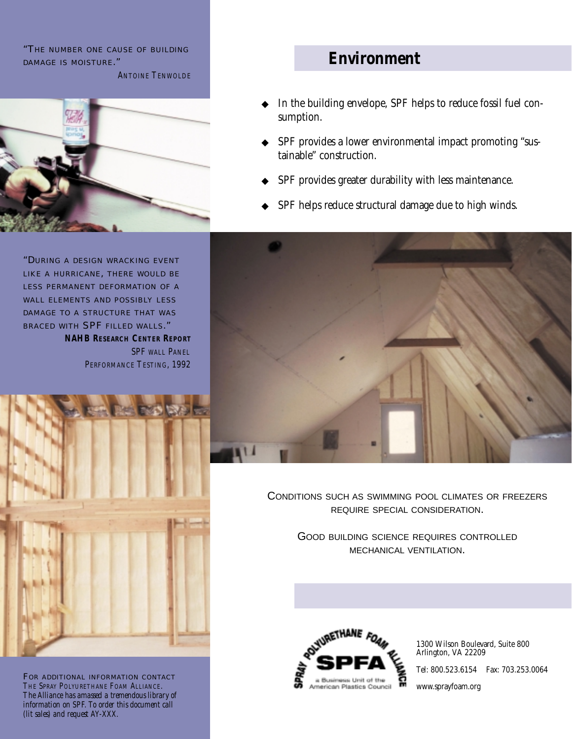"THE NUMBER ONE CAUSE OF BUILDING DAMAGE IS MOISTURE."

ANTOINE TENWOLDE

## Environment

- In the building envelope, SPF helps to reduce fossil fuel consumption.
- SPF provides a lower environmental impact promoting "sustainable" construction.
- SPF provides greater durability with less maintenance.
- SPF helps reduce structural damage due to high winds.

"DURING A DESIGN WRACKING EVENT LIKE A HURRICANE, THERE WOULD BE LESS PERMANENT DEFORMATION OF A WALL ELEMENTS AND POSSIBLY LESS DAMAGE TO A STRUCTURE THAT WAS BRACED WITH SPF FILLED WALLS."

**NAHB RESEARCH CENTER REPORT**
SPF WALL PANEL
PERFORMANCE TESTING, 1992

CONDITIONS SUCH AS SWIMMING POOL CLIMATES OR FREEZERS REQUIRE SPECIAL CONSIDERATION.

GOOD BUILDING SCIENCE REQUIRES CONTROLLED MECHANICAL VENTILATION.

FOR ADDITIONAL INFORMATION CONTACT THE SPRAY POLYURETHANE FOAM ALLIANCE. *The Alliance has amassed a tremendous library of information on SPF. To order this document call (lit sales) and request AY-XXX.*

SPRAY POLYURETHANE FOAM ALLIANCE
SPFA
a Business Unit of the American Plastics Council

1300 Wilson Boulevard, Suite 800
Arlington, VA 22209

Tel: 800.523.6154 Fax: 703.253.0064

www.sprayfoam.org